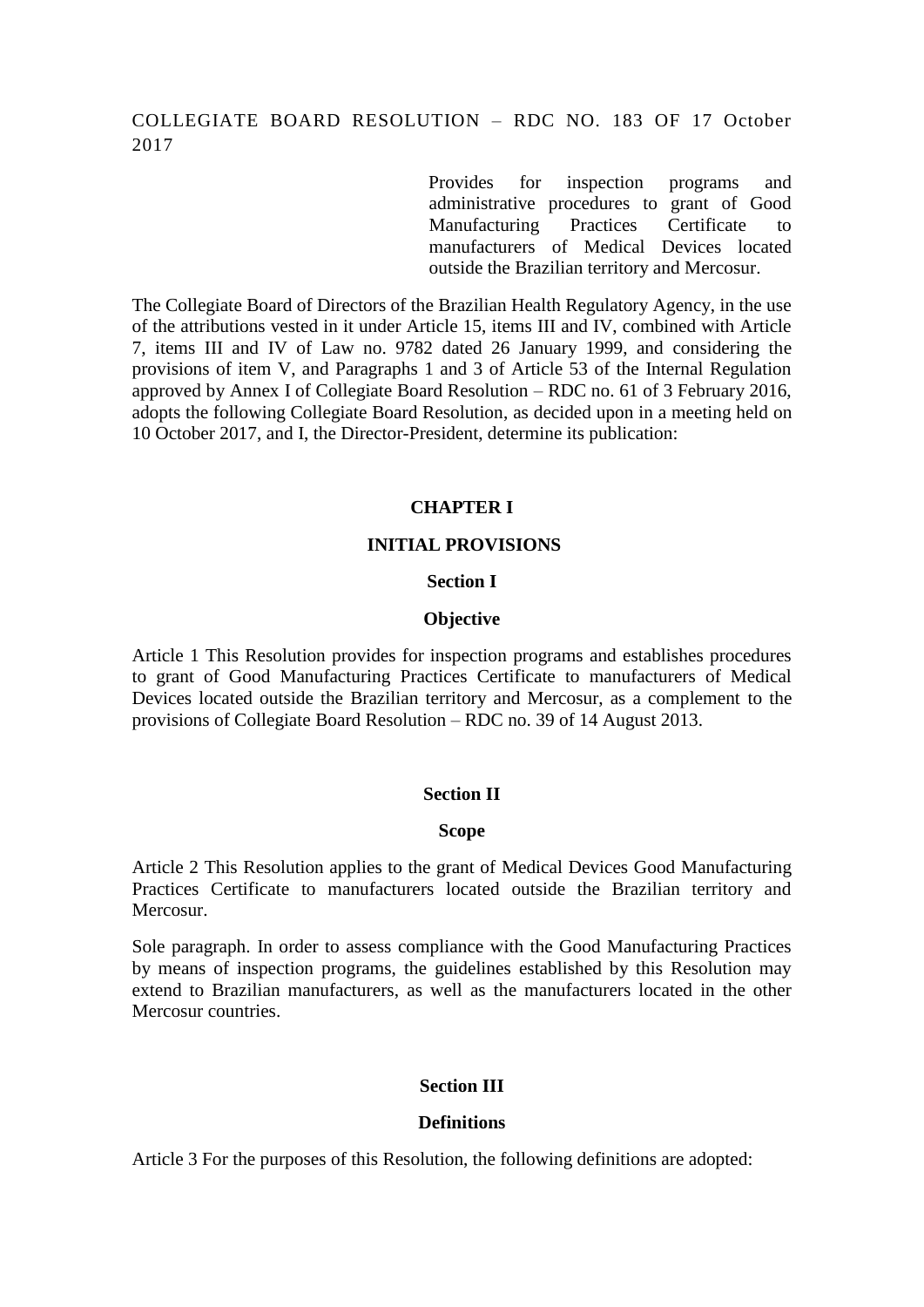# COLLEGIATE BOARD RESOLUTION – RDC NO. 183 OF 17 October 2017

Provides for inspection programs and administrative procedures to grant of Good Manufacturing Practices Certificate to manufacturers of Medical Devices located outside the Brazilian territory and Mercosur.

The Collegiate Board of Directors of the Brazilian Health Regulatory Agency, in the use of the attributions vested in it under Article 15, items III and IV, combined with Article 7, items III and IV of Law no. 9782 dated 26 January 1999, and considering the provisions of item V, and Paragraphs 1 and 3 of Article 53 of the Internal Regulation approved by Annex I of Collegiate Board Resolution – RDC no. 61 of 3 February 2016, adopts the following Collegiate Board Resolution, as decided upon in a meeting held on 10 October 2017, and I, the Director-President, determine its publication:

## CHAPTER I

## INITIAL PROVISIONS

### Section I

### Objective

Article 1 This Resolution provides for inspection programs and establishes procedures to grant of Good Manufacturing Practices Certificate to manufacturers of Medical Devices located outside the Brazilian territory and Mercosur, as a complement to the provisions of Collegiate Board Resolution – RDC no. 39 of 14 August 2013.

### Section II

### Scope

Article 2 This Resolution applies to the grant of Medical Devices Good Manufacturing Practices Certificate to manufacturers located outside the Brazilian territory and Mercosur.

Sole paragraph. In order to assess compliance with the Good Manufacturing Practices by means of inspection programs, the guidelines established by this Resolution may extend to Brazilian manufacturers, as well as the manufacturers located in the other Mercosur countries.

### Section III

### Definitions

Article 3 For the purposes of this Resolution, the following definitions are adopted: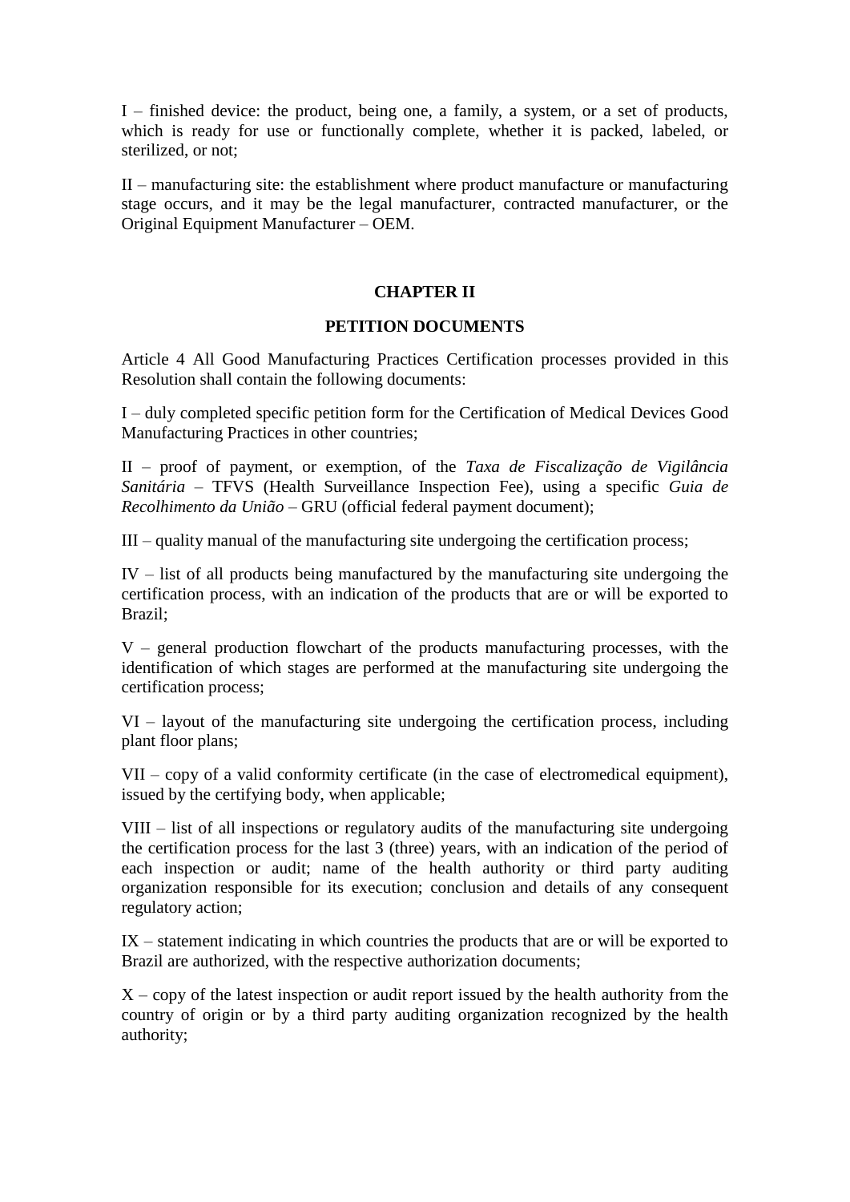I – finished device: the product, being one, a family, a system, or a set of products, which is ready for use or functionally complete, whether it is packed, labeled, or sterilized, or not;

II – manufacturing site: the establishment where product manufacture or manufacturing stage occurs, and it may be the legal manufacturer, contracted manufacturer, or the Original Equipment Manufacturer – OEM.

## CHAPTER II

## PETITION DOCUMENTS

Article 4 All Good Manufacturing Practices Certification processes provided in this Resolution shall contain the following documents:

I – duly completed specific petition form for the Certification of Medical Devices Good Manufacturing Practices in other countries;

II – proof of payment, or exemption, of the *Taxa de Fiscalização de Vigilância Sanitária* – TFVS (Health Surveillance Inspection Fee), using a specific *Guia de Recolhimento da União* – GRU (official federal payment document);

III – quality manual of the manufacturing site undergoing the certification process;

IV – list of all products being manufactured by the manufacturing site undergoing the certification process, with an indication of the products that are or will be exported to Brazil;

V – general production flowchart of the products manufacturing processes, with the identification of which stages are performed at the manufacturing site undergoing the certification process;

VI – layout of the manufacturing site undergoing the certification process, including plant floor plans;

VII – copy of a valid conformity certificate (in the case of electromedical equipment), issued by the certifying body, when applicable;

VIII – list of all inspections or regulatory audits of the manufacturing site undergoing the certification process for the last 3 (three) years, with an indication of the period of each inspection or audit; name of the health authority or third party auditing organization responsible for its execution; conclusion and details of any consequent regulatory action;

IX – statement indicating in which countries the products that are or will be exported to Brazil are authorized, with the respective authorization documents;

X – copy of the latest inspection or audit report issued by the health authority from the country of origin or by a third party auditing organization recognized by the health authority;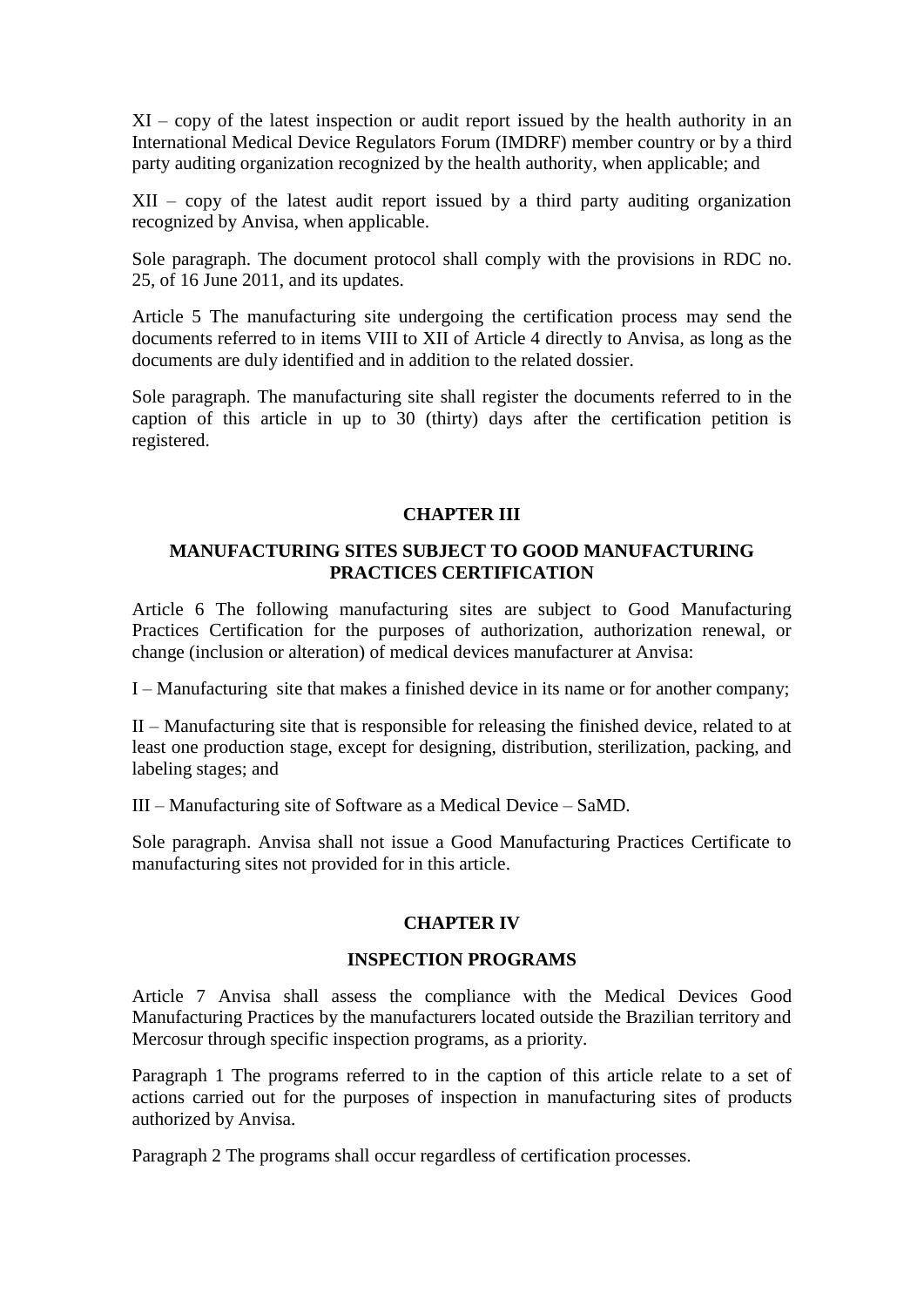XI – copy of the latest inspection or audit report issued by the health authority in an International Medical Device Regulators Forum (IMDRF) member country or by a third party auditing organization recognized by the health authority, when applicable; and

XII – copy of the latest audit report issued by a third party auditing organization recognized by Anvisa, when applicable.

Sole paragraph. The document protocol shall comply with the provisions in RDC no. 25, of 16 June 2011, and its updates.

Article 5 The manufacturing site undergoing the certification process may send the documents referred to in items VIII to XII of Article 4 directly to Anvisa, as long as the documents are duly identified and in addition to the related dossier.

Sole paragraph. The manufacturing site shall register the documents referred to in the caption of this article in up to 30 (thirty) days after the certification petition is registered.

## CHAPTER III

## MANUFACTURING SITES SUBJECT TO GOOD MANUFACTURING PRACTICES CERTIFICATION

Article 6 The following manufacturing sites are subject to Good Manufacturing Practices Certification for the purposes of authorization, authorization renewal, or change (inclusion or alteration) of medical devices manufacturer at Anvisa:

I – Manufacturing site that makes a finished device in its name or for another company;

II – Manufacturing site that is responsible for releasing the finished device, related to at least one production stage, except for designing, distribution, sterilization, packing, and labeling stages; and

III – Manufacturing site of Software as a Medical Device – SaMD.

Sole paragraph. Anvisa shall not issue a Good Manufacturing Practices Certificate to manufacturing sites not provided for in this article.

## CHAPTER IV

## INSPECTION PROGRAMS

Article 7 Anvisa shall assess the compliance with the Medical Devices Good Manufacturing Practices by the manufacturers located outside the Brazilian territory and Mercosur through specific inspection programs, as a priority.

Paragraph 1 The programs referred to in the caption of this article relate to a set of actions carried out for the purposes of inspection in manufacturing sites of products authorized by Anvisa.

Paragraph 2 The programs shall occur regardless of certification processes.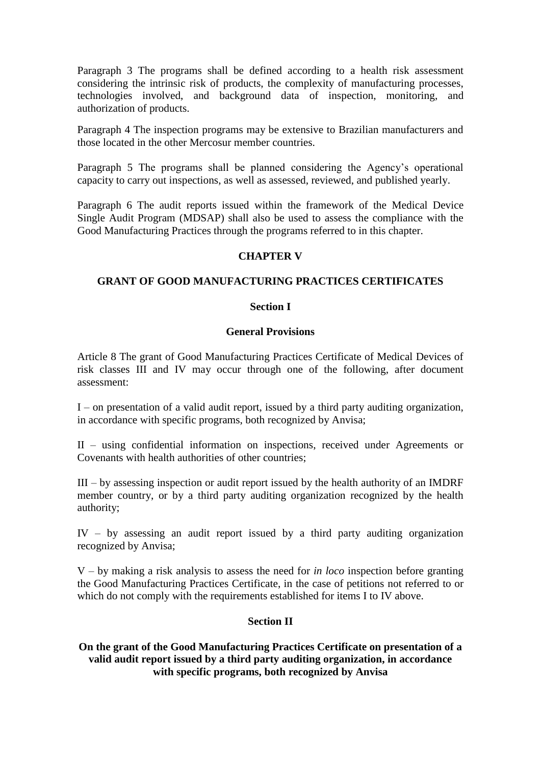Paragraph 3 The programs shall be defined according to a health risk assessment considering the intrinsic risk of products, the complexity of manufacturing processes, technologies involved, and background data of inspection, monitoring, and authorization of products.

Paragraph 4 The inspection programs may be extensive to Brazilian manufacturers and those located in the other Mercosur member countries.

Paragraph 5 The programs shall be planned considering the Agency's operational capacity to carry out inspections, as well as assessed, reviewed, and published yearly.

Paragraph 6 The audit reports issued within the framework of the Medical Device Single Audit Program (MDSAP) shall also be used to assess the compliance with the Good Manufacturing Practices through the programs referred to in this chapter.

## CHAPTER V

## GRANT OF GOOD MANUFACTURING PRACTICES CERTIFICATES

### Section I

### General Provisions

Article 8 The grant of Good Manufacturing Practices Certificate of Medical Devices of risk classes III and IV may occur through one of the following, after document assessment:

I – on presentation of a valid audit report, issued by a third party auditing organization, in accordance with specific programs, both recognized by Anvisa;

II – using confidential information on inspections, received under Agreements or Covenants with health authorities of other countries;

III – by assessing inspection or audit report issued by the health authority of an IMDRF member country, or by a third party auditing organization recognized by the health authority;

IV – by assessing an audit report issued by a third party auditing organization recognized by Anvisa;

V – by making a risk analysis to assess the need for *in loco* inspection before granting the Good Manufacturing Practices Certificate, in the case of petitions not referred to or which do not comply with the requirements established for items I to IV above.

### Section II

### On the grant of the Good Manufacturing Practices Certificate on presentation of a valid audit report issued by a third party auditing organization, in accordance with specific programs, both recognized by Anvisa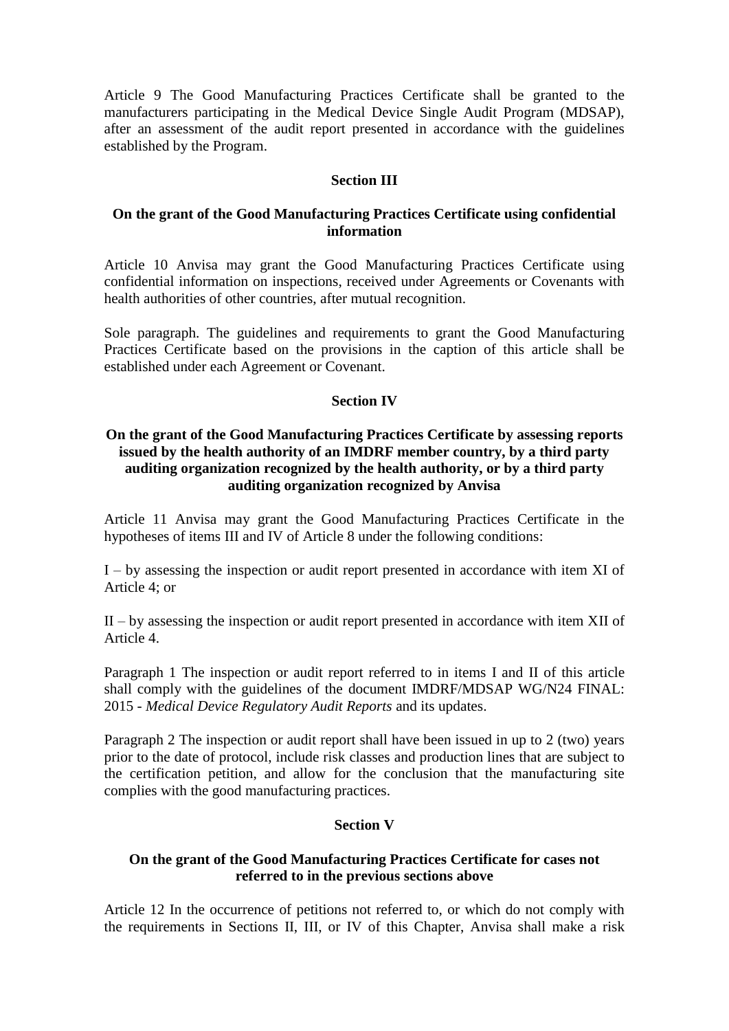Article 9 The Good Manufacturing Practices Certificate shall be granted to the manufacturers participating in the Medical Device Single Audit Program (MDSAP), after an assessment of the audit report presented in accordance with the guidelines established by the Program.

## Section III

### On the grant of the Good Manufacturing Practices Certificate using confidential information

Article 10 Anvisa may grant the Good Manufacturing Practices Certificate using confidential information on inspections, received under Agreements or Covenants with health authorities of other countries, after mutual recognition.

Sole paragraph. The guidelines and requirements to grant the Good Manufacturing Practices Certificate based on the provisions in the caption of this article shall be established under each Agreement or Covenant.

## Section IV

### On the grant of the Good Manufacturing Practices Certificate by assessing reports issued by the health authority of an IMDRF member country, by a third party auditing organization recognized by the health authority, or by a third party auditing organization recognized by Anvisa

Article 11 Anvisa may grant the Good Manufacturing Practices Certificate in the hypotheses of items III and IV of Article 8 under the following conditions:

I – by assessing the inspection or audit report presented in accordance with item XI of Article 4; or

II – by assessing the inspection or audit report presented in accordance with item XII of Article 4.

Paragraph 1 The inspection or audit report referred to in items I and II of this article shall comply with the guidelines of the document IMDRF/MDSAP WG/N24 FINAL: 2015 - *Medical Device Regulatory Audit Reports* and its updates.

Paragraph 2 The inspection or audit report shall have been issued in up to 2 (two) years prior to the date of protocol, include risk classes and production lines that are subject to the certification petition, and allow for the conclusion that the manufacturing site complies with the good manufacturing practices.

## Section V

### On the grant of the Good Manufacturing Practices Certificate for cases not referred to in the previous sections above

Article 12 In the occurrence of petitions not referred to, or which do not comply with the requirements in Sections II, III, or IV of this Chapter, Anvisa shall make a risk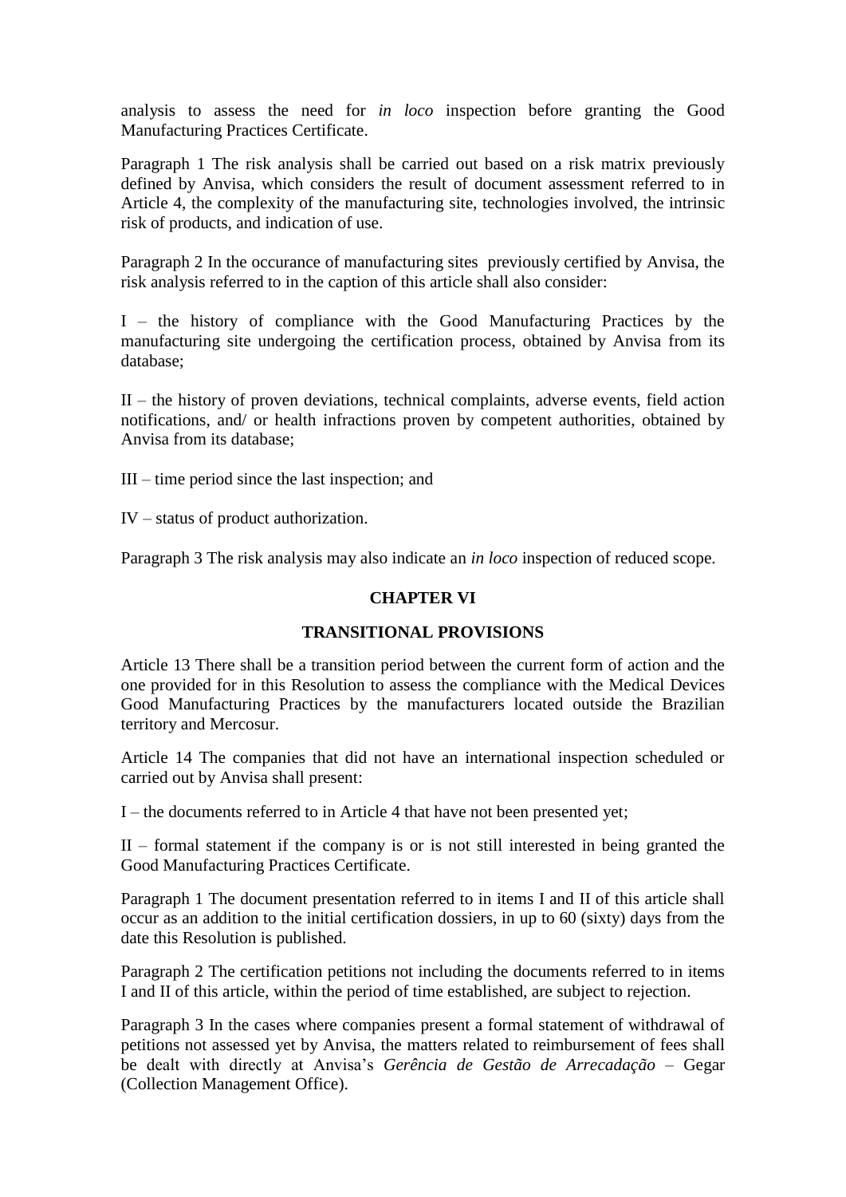analysis to assess the need for *in loco* inspection before granting the Good Manufacturing Practices Certificate.

Paragraph 1 The risk analysis shall be carried out based on a risk matrix previously defined by Anvisa, which considers the result of document assessment referred to in Article 4, the complexity of the manufacturing site, technologies involved, the intrinsic risk of products, and indication of use.

Paragraph 2 In the occurance of manufacturing sites previously certified by Anvisa, the risk analysis referred to in the caption of this article shall also consider:

I – the history of compliance with the Good Manufacturing Practices by the manufacturing site undergoing the certification process, obtained by Anvisa from its database;

II – the history of proven deviations, technical complaints, adverse events, field action notifications, and/ or health infractions proven by competent authorities, obtained by Anvisa from its database;

III – time period since the last inspection; and

IV – status of product authorization.

Paragraph 3 The risk analysis may also indicate an *in loco* inspection of reduced scope.

## CHAPTER VI

## TRANSITIONAL PROVISIONS

Article 13 There shall be a transition period between the current form of action and the one provided for in this Resolution to assess the compliance with the Medical Devices Good Manufacturing Practices by the manufacturers located outside the Brazilian territory and Mercosur.

Article 14 The companies that did not have an international inspection scheduled or carried out by Anvisa shall present:

I – the documents referred to in Article 4 that have not been presented yet;

II – formal statement if the company is or is not still interested in being granted the Good Manufacturing Practices Certificate.

Paragraph 1 The document presentation referred to in items I and II of this article shall occur as an addition to the initial certification dossiers, in up to 60 (sixty) days from the date this Resolution is published.

Paragraph 2 The certification petitions not including the documents referred to in items I and II of this article, within the period of time established, are subject to rejection.

Paragraph 3 In the cases where companies present a formal statement of withdrawal of petitions not assessed yet by Anvisa, the matters related to reimbursement of fees shall be dealt with directly at Anvisa's *Gerência de Gestão de Arrecadação* – Gegar (Collection Management Office).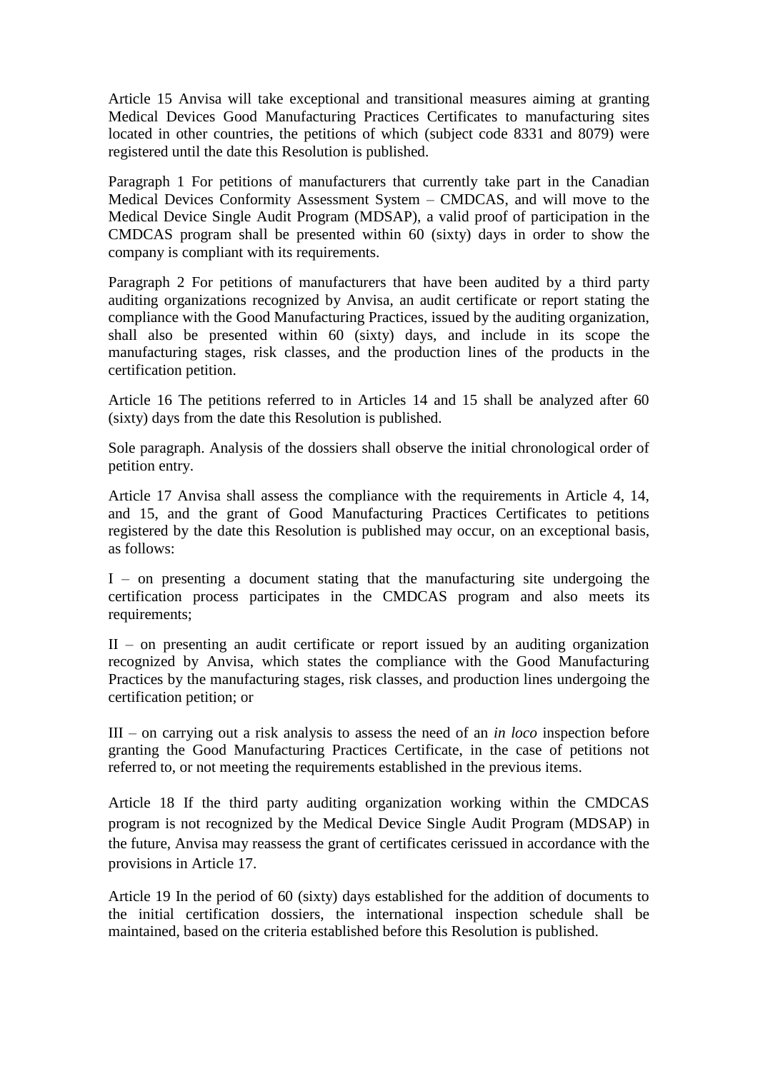Article 15 Anvisa will take exceptional and transitional measures aiming at granting Medical Devices Good Manufacturing Practices Certificates to manufacturing sites located in other countries, the petitions of which (subject code 8331 and 8079) were registered until the date this Resolution is published.

Paragraph 1 For petitions of manufacturers that currently take part in the Canadian Medical Devices Conformity Assessment System – CMDCAS, and will move to the Medical Device Single Audit Program (MDSAP), a valid proof of participation in the CMDCAS program shall be presented within 60 (sixty) days in order to show the company is compliant with its requirements.

Paragraph 2 For petitions of manufacturers that have been audited by a third party auditing organizations recognized by Anvisa, an audit certificate or report stating the compliance with the Good Manufacturing Practices, issued by the auditing organization, shall also be presented within 60 (sixty) days, and include in its scope the manufacturing stages, risk classes, and the production lines of the products in the certification petition.

Article 16 The petitions referred to in Articles 14 and 15 shall be analyzed after 60 (sixty) days from the date this Resolution is published.

Sole paragraph. Analysis of the dossiers shall observe the initial chronological order of petition entry.

Article 17 Anvisa shall assess the compliance with the requirements in Article 4, 14, and 15, and the grant of Good Manufacturing Practices Certificates to petitions registered by the date this Resolution is published may occur, on an exceptional basis, as follows:

I – on presenting a document stating that the manufacturing site undergoing the certification process participates in the CMDCAS program and also meets its requirements;

II – on presenting an audit certificate or report issued by an auditing organization recognized by Anvisa, which states the compliance with the Good Manufacturing Practices by the manufacturing stages, risk classes, and production lines undergoing the certification petition; or

III – on carrying out a risk analysis to assess the need of an *in loco* inspection before granting the Good Manufacturing Practices Certificate, in the case of petitions not referred to, or not meeting the requirements established in the previous items.

Article 18 If the third party auditing organization working within the CMDCAS program is not recognized by the Medical Device Single Audit Program (MDSAP) in the future, Anvisa may reassess the grant of certificates cerissued in accordance with the provisions in Article 17.

Article 19 In the period of 60 (sixty) days established for the addition of documents to the initial certification dossiers, the international inspection schedule shall be maintained, based on the criteria established before this Resolution is published.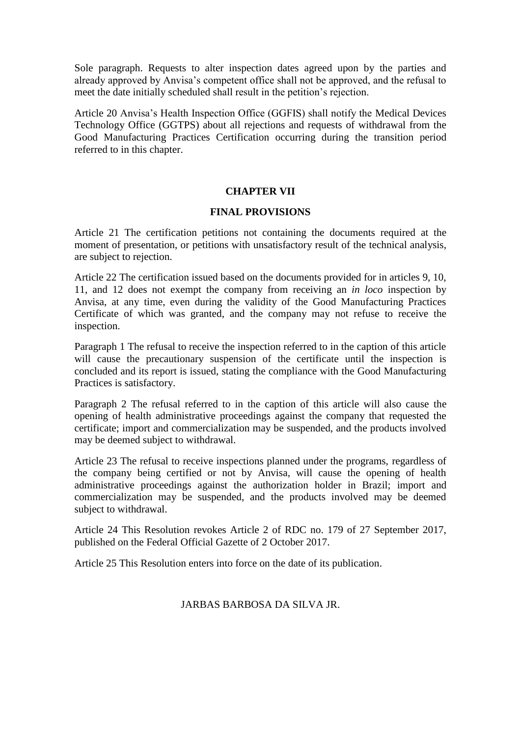Sole paragraph. Requests to alter inspection dates agreed upon by the parties and already approved by Anvisa's competent office shall not be approved, and the refusal to meet the date initially scheduled shall result in the petition's rejection.

Article 20 Anvisa's Health Inspection Office (GGFIS) shall notify the Medical Devices Technology Office (GGTPS) about all rejections and requests of withdrawal from the Good Manufacturing Practices Certification occurring during the transition period referred to in this chapter.

## CHAPTER VII

## FINAL PROVISIONS

Article 21 The certification petitions not containing the documents required at the moment of presentation, or petitions with unsatisfactory result of the technical analysis, are subject to rejection.

Article 22 The certification issued based on the documents provided for in articles 9, 10, 11, and 12 does not exempt the company from receiving an *in loco* inspection by Anvisa, at any time, even during the validity of the Good Manufacturing Practices Certificate of which was granted, and the company may not refuse to receive the inspection.

Paragraph 1 The refusal to receive the inspection referred to in the caption of this article will cause the precautionary suspension of the certificate until the inspection is concluded and its report is issued, stating the compliance with the Good Manufacturing Practices is satisfactory.

Paragraph 2 The refusal referred to in the caption of this article will also cause the opening of health administrative proceedings against the company that requested the certificate; import and commercialization may be suspended, and the products involved may be deemed subject to withdrawal.

Article 23 The refusal to receive inspections planned under the programs, regardless of the company being certified or not by Anvisa, will cause the opening of health administrative proceedings against the authorization holder in Brazil; import and commercialization may be suspended, and the products involved may be deemed subject to withdrawal.

Article 24 This Resolution revokes Article 2 of RDC no. 179 of 27 September 2017, published on the Federal Official Gazette of 2 October 2017.

Article 25 This Resolution enters into force on the date of its publication.

JARBAS BARBOSA DA SILVA JR.